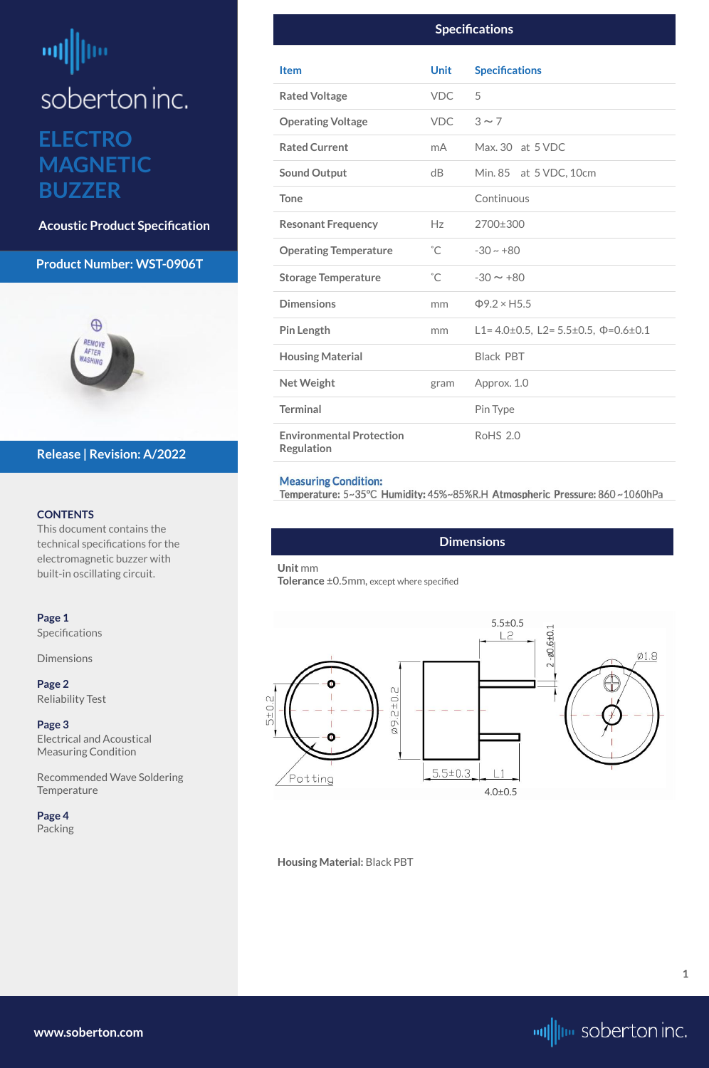soberton inc.

# ELECTRO MAGNETIC BUZZER

**Acoustic Product Specification**

**Product Number: WST-0906T**

**Release | Revision: A/2022**

**CONTENTS**

This document contains the technical specifications for the electromagnetic buzzer with built-in oscillating circuit.

**Page 1**
Specifications

Dimensions

**Page 2**
Reliability Test

**Page 3**
Electrical and Acoustical Measuring Condition

Recommended Wave Soldering Temperature

**Page 4**
Packing

## Specifications

| Item | Unit | Specifications |
|---|---|---|
| Rated Voltage | VDC | 5 |
| Operating Voltage | VDC | 3 ~ 7 |
| Rated Current | mA | Max. 30 at 5 VDC |
| Sound Output | dB | Min. 85 at 5 VDC, 10cm |
| Tone | | Continuous |
| Resonant Frequency | Hz | 2700±300 |
| Operating Temperature | ˚C | -30 ~ +80 |
| Storage Temperature | ˚C | -30 ~ +80 |
| Dimensions | mm | Φ9.2 × H5.5 |
| Pin Length | mm | L1= 4.0±0.5, L2= 5.5±0.5, Φ=0.6±0.1 |
| Housing Material | | Black PBT |
| Net Weight | gram | Approx. 1.0 |
| Terminal | | Pin Type |
| Environmental Protection Regulation | | RoHS 2.0 |

**Measuring Condition:**
**Temperature:** 5~35℃ **Humidity:** 45%~85%R.H **Atmospheric Pressure:** 860~1060hPa

## Dimensions

**Unit** mm
**Tolerance** ±0.5mm, except where specified

5±0.2, Ø9.2±0.2, 5.5±0.5 L2, 2-Ø0.6±0.1, Ø1.8, Potting, 5.5±0.3, L1, 4.0±0.5

**Housing Material:** Black PBT

www.soberton.com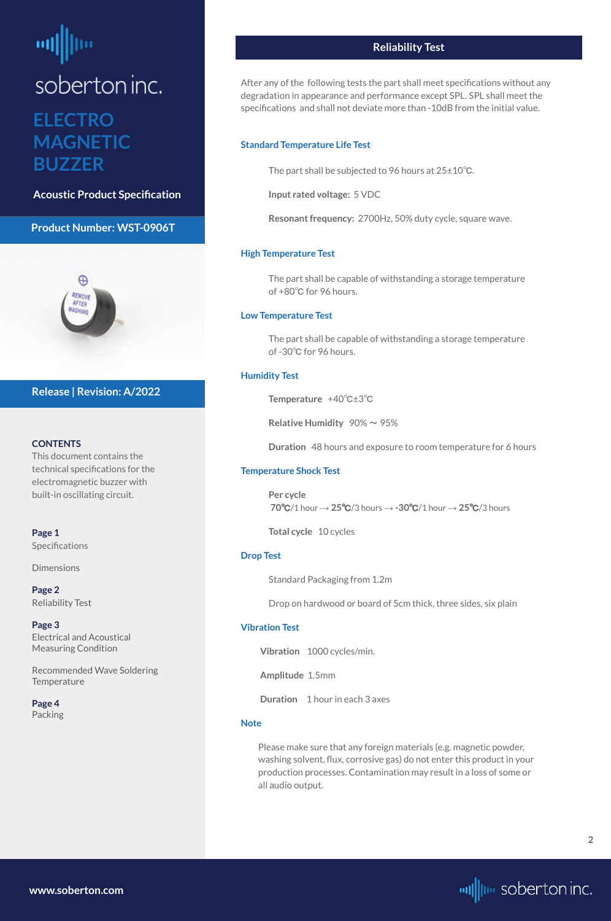soberton inc.

# ELECTRO MAGNETIC BUZZER

**Acoustic Product Specification**

**Product Number: WST-0906T**

**Release | Revision: A/2022**

**CONTENTS**

This document contains the technical specifications for the electromagnetic buzzer with built-in oscillating circuit.

**Page 1**
Specifications

Dimensions

**Page 2**
Reliability Test

**Page 3**
Electrical and Acoustical Measuring Condition

Recommended Wave Soldering Temperature

**Page 4**
Packing

## Reliability Test

After any of the following tests the part shall meet specifications without any degradation in appearance and performance except SPL. SPL shall meet the specifications and shall not deviate more than -10dB from the initial value.

### Standard Temperature Life Test

The part shall be subjected to 96 hours at 25±10℃.

**Input rated voltage:** 5 VDC

**Resonant frequency:** 2700Hz, 50% duty cycle, square wave.

### High Temperature Test

The part shall be capable of withstanding a storage temperature of +80℃ for 96 hours.

### Low Temperature Test

The part shall be capable of withstanding a storage temperature of -30℃ for 96 hours.

### Humidity Test

**Temperature** +40℃±3℃

**Relative Humidity** 90% ~ 95%

**Duration** 48 hours and exposure to room temperature for 6 hours

### Temperature Shock Test

**Per cycle**
**70℃**/1 hour → **25℃**/3 hours → **-30℃**/1 hour → **25℃**/3 hours

**Total cycle** 10 cycles

### Drop Test

Standard Packaging from 1.2m

Drop on hardwood or board of 5cm thick, three sides, six plain

### Vibration Test

**Vibration** 1000 cycles/min.

**Amplitude** 1.5mm

**Duration** 1 hour in each 3 axes

### Note

Please make sure that any foreign materials (e.g. magnetic powder, washing solvent, flux, corrosive gas) do not enter this product in your production processes. Contamination may result in a loss of some or all audio output.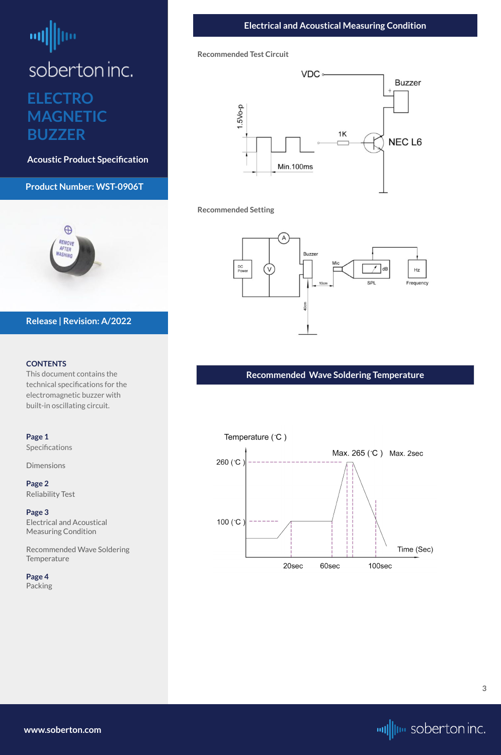soberton inc.

# ELECTRO MAGNETIC BUZZER

**Acoustic Product Specification**

**Product Number: WST-0906T**

**Release | Revision: A/2022**

**CONTENTS**

This document contains the technical specifications for the electromagnetic buzzer with built-in oscillating circuit.

**Page 1**
Specifications

Dimensions

**Page 2**
Reliability Test

**Page 3**
Electrical and Acoustical Measuring Condition

Recommended Wave Soldering Temperature

**Page 4**
Packing

## Electrical and Acoustical Measuring Condition

### Recommended Test Circuit

VDC, Buzzer, +, 1.5Vo-p, 1K, NEC L6, Min.100ms

### Recommended Setting

A, DC Power, V, Buzzer, Mic, 10cm, 40cm, dB, SPL, Hz, Frequency

## Recommended Wave Soldering Temperature

Temperature (°C), Max. 265 (°C), Max. 2sec, 260 (°C), 100 (°C), Time (Sec), 20sec, 60sec, 100sec

www.soberton.com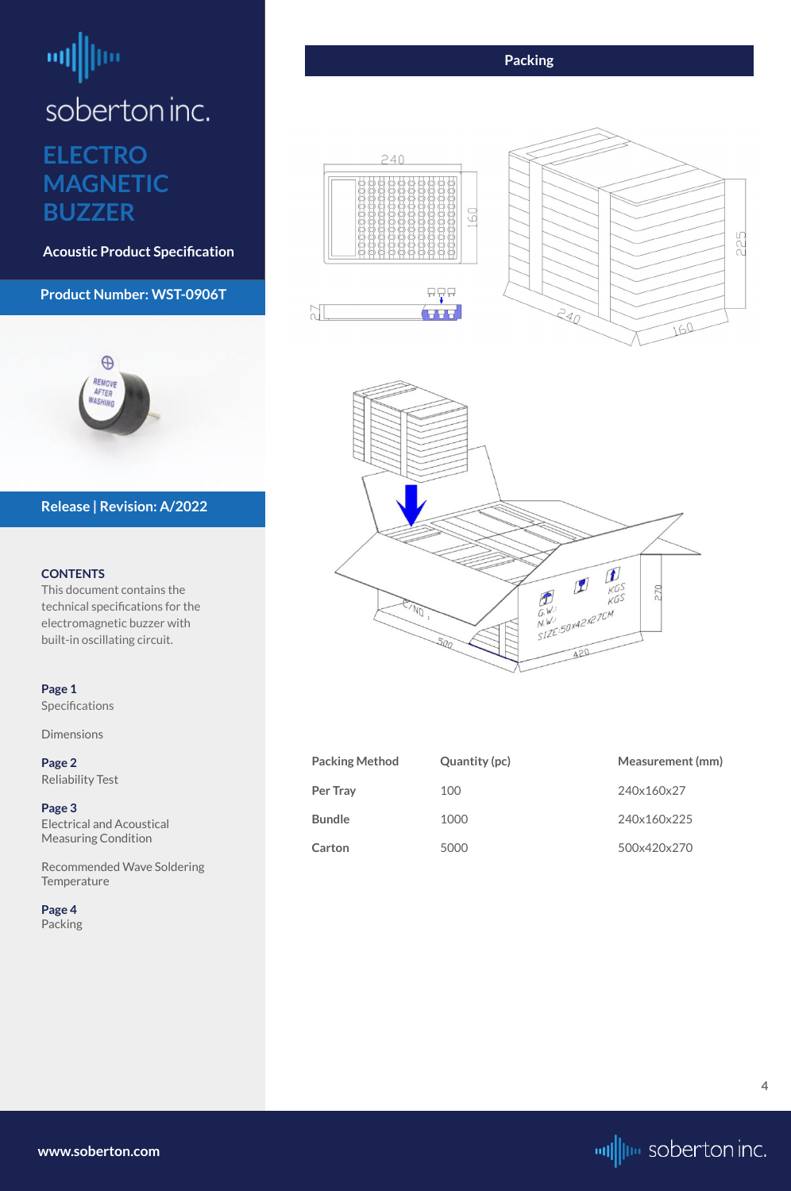# ELECTRO MAGNETIC BUZZER

**Acoustic Product Specification**

**Product Number: WST-0906T**

**Release | Revision: A/2022**

**CONTENTS**

This document contains the technical specifications for the electromagnetic buzzer with built-in oscillating circuit.

**Page 1**
Specifications

Dimensions

**Page 2**
Reliability Test

**Page 3**
Electrical and Acoustical Measuring Condition

Recommended Wave Soldering Temperature

**Page 4**
Packing

## Packing

240
160
27
225
240
160
G.W.: KGS
N.W.: KGS
SIZE:50x42x27CM
C/NO.:
500
420
270

| Packing Method | Quantity (pc) | Measurement (mm) |
|---|---|---|
| Per Tray | 100 | 240x160x27 |
| Bundle | 1000 | 240x160x225 |
| Carton | 5000 | 500x420x270 |

www.soberton.com